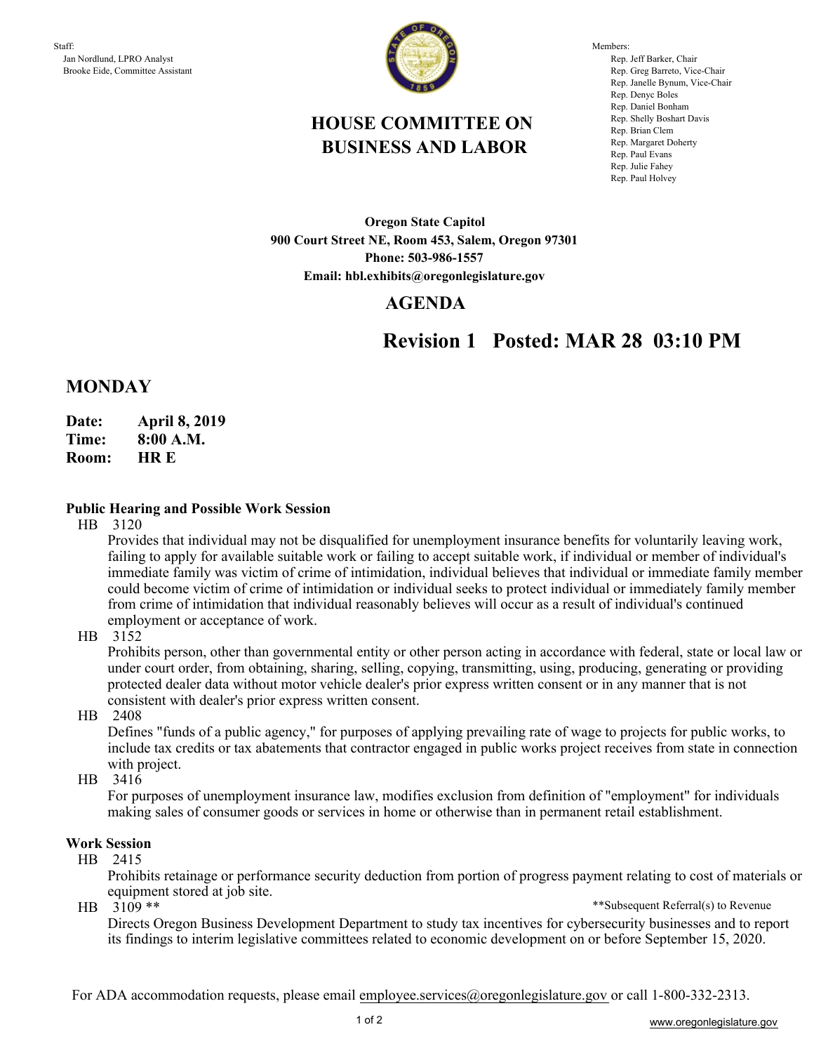Staff:
Jan Nordlund, LPRO Analyst
Brooke Eide, Committee Assistant

# HOUSE COMMITTEE ON BUSINESS AND LABOR

Members:
Rep. Jeff Barker, Chair
Rep. Greg Barreto, Vice-Chair
Rep. Janelle Bynum, Vice-Chair
Rep. Denyc Boles
Rep. Daniel Bonham
Rep. Shelly Boshart Davis
Rep. Brian Clem
Rep. Margaret Doherty
Rep. Paul Evans
Rep. Julie Fahey
Rep. Paul Holvey

**Oregon State Capitol**
**900 Court Street NE, Room 453, Salem, Oregon 97301**
**Phone: 503-986-1557**
**Email: hbl.exhibits@oregonlegislature.gov**

## AGENDA

## Revision 1 Posted: MAR 28 03:10 PM

## MONDAY

**Date:** **April 8, 2019**
**Time:** **8:00 A.M.**
**Room:** **HR E**

### Public Hearing and Possible Work Session

HB 3120
Provides that individual may not be disqualified for unemployment insurance benefits for voluntarily leaving work, failing to apply for available suitable work or failing to accept suitable work, if individual or member of individual's immediate family was victim of crime of intimidation, individual believes that individual or immediate family member could become victim of crime of intimidation or individual seeks to protect individual or immediately family member from crime of intimidation that individual reasonably believes will occur as a result of individual's continued employment or acceptance of work.

HB 3152
Prohibits person, other than governmental entity or other person acting in accordance with federal, state or local law or under court order, from obtaining, sharing, selling, copying, transmitting, using, producing, generating or providing protected dealer data without motor vehicle dealer's prior express written consent or in any manner that is not consistent with dealer's prior express written consent.

HB 2408
Defines "funds of a public agency," for purposes of applying prevailing rate of wage to projects for public works, to include tax credits or tax abatements that contractor engaged in public works project receives from state in connection with project.

HB 3416
For purposes of unemployment insurance law, modifies exclusion from definition of "employment" for individuals making sales of consumer goods or services in home or otherwise than in permanent retail establishment.

### Work Session

HB 2415
Prohibits retainage or performance security deduction from portion of progress payment relating to cost of materials or equipment stored at job site.

HB 3109 ** — **Subsequent Referral(s) to Revenue
Directs Oregon Business Development Department to study tax incentives for cybersecurity businesses and to report its findings to interim legislative committees related to economic development on or before September 15, 2020.

For ADA accommodation requests, please email employee.services@oregonlegislature.gov or call 1-800-332-2313.

www.oregonlegislature.gov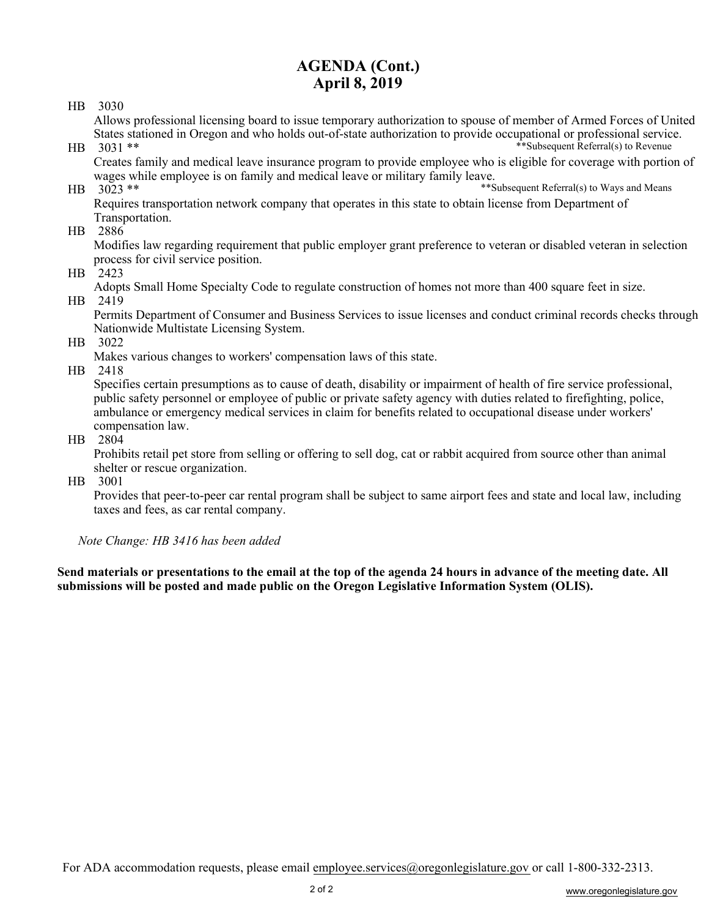# AGENDA (Cont.)
# April 8, 2019

HB 3030
Allows professional licensing board to issue temporary authorization to spouse of member of Armed Forces of United States stationed in Oregon and who holds out-of-state authorization to provide occupational or professional service.

HB 3031 ** — **Subsequent Referral(s) to Revenue
Creates family and medical leave insurance program to provide employee who is eligible for coverage with portion of wages while employee is on family and medical leave or military family leave.

HB 3023 ** — **Subsequent Referral(s) to Ways and Means
Requires transportation network company that operates in this state to obtain license from Department of Transportation.

HB 2886
Modifies law regarding requirement that public employer grant preference to veteran or disabled veteran in selection process for civil service position.

HB 2423
Adopts Small Home Specialty Code to regulate construction of homes not more than 400 square feet in size.

HB 2419
Permits Department of Consumer and Business Services to issue licenses and conduct criminal records checks through Nationwide Multistate Licensing System.

HB 3022
Makes various changes to workers' compensation laws of this state.

HB 2418
Specifies certain presumptions as to cause of death, disability or impairment of health of fire service professional, public safety personnel or employee of public or private safety agency with duties related to firefighting, police, ambulance or emergency medical services in claim for benefits related to occupational disease under workers' compensation law.

HB 2804
Prohibits retail pet store from selling or offering to sell dog, cat or rabbit acquired from source other than animal shelter or rescue organization.

HB 3001
Provides that peer-to-peer car rental program shall be subject to same airport fees and state and local law, including taxes and fees, as car rental company.

*Note Change: HB 3416 has been added*

**Send materials or presentations to the email at the top of the agenda 24 hours in advance of the meeting date. All submissions will be posted and made public on the Oregon Legislative Information System (OLIS).**

For ADA accommodation requests, please email employee.services@oregonlegislature.gov or call 1-800-332-2313.